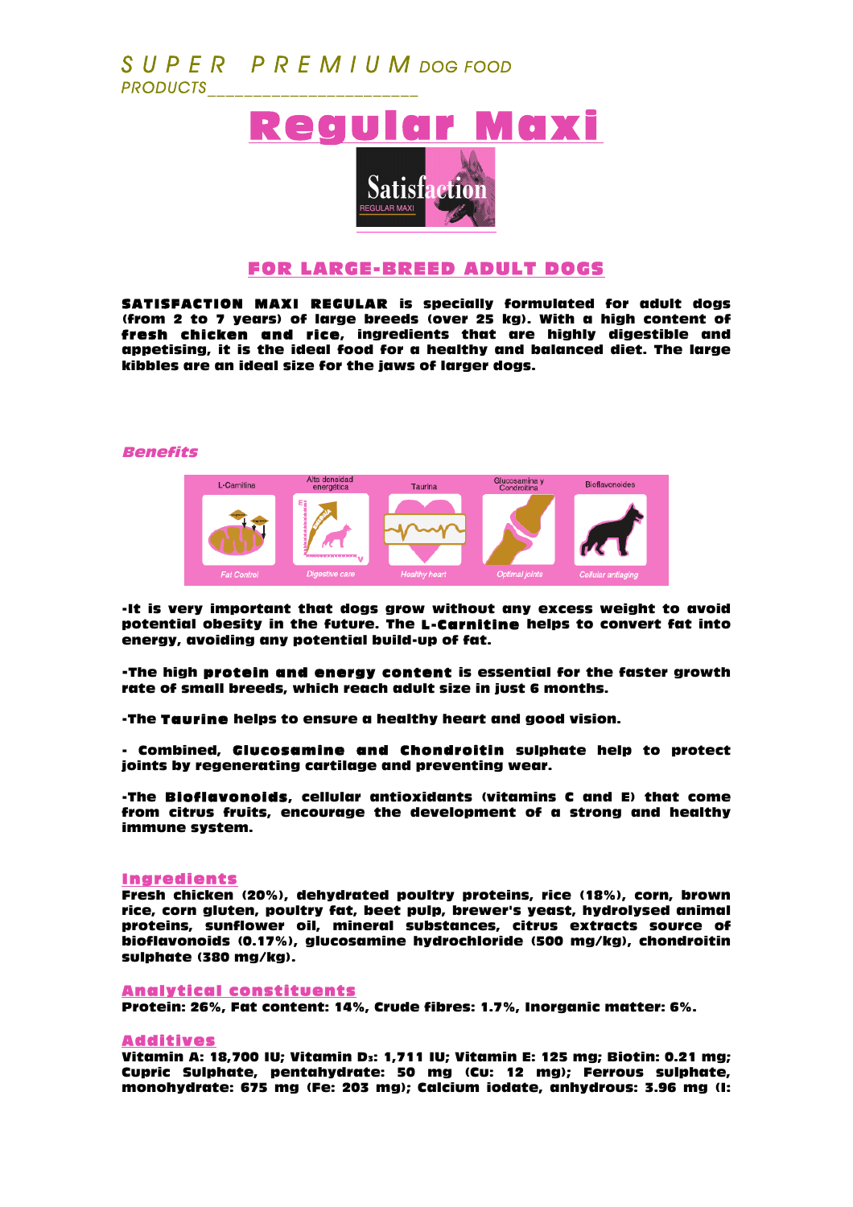SUPER PREMIUM DOG FOOD PRODUCTS

# Regular Maxi

## FOR LARGE-BREED ADULT DOGS

**SATISFACTION MAXI REGULAR is specially formulated for adult dogs (from 2 to 7 years) of large breeds (over 25 kg). With a high content of fresh chicken and rice, ingredients that are highly digestible and appetising, it is the ideal food for a healthy and balanced diet. The large kibbles are an ideal size for the jaws of larger dogs.**

### *Benefits*

| L-Carnitine | Alta densidad energética | Taurina | Glucosamina y Condroitina | Bioflavonoides |
|---|---|---|---|---|
| Fat Control | Digestive care | Healthy heart | Optimal joints | Cellular antiaging |

-It is very important that dogs grow without any excess weight to avoid potential obesity in the future. The **L-Carnitine** helps to convert fat into energy, avoiding any potential build-up of fat.

-The high **protein and energy content** is essential for the faster growth rate of small breeds, which reach adult size in just 6 months.

-The **Taurine** helps to ensure a healthy heart and good vision.

- Combined, **Glucosamine and Chondroitin** sulphate help to protect joints by regenerating cartilage and preventing wear.

-The **Bioflavonoids**, cellular antioxidants (vitamins C and E) that come from citrus fruits, encourage the development of a strong and healthy immune system.

### Ingredients

Fresh chicken (20%), dehydrated poultry proteins, rice (18%), corn, brown rice, corn gluten, poultry fat, beet pulp, brewer's yeast, hydrolysed animal proteins, sunflower oil, mineral substances, citrus extracts source of bioflavonoids (0.17%), glucosamine hydrochloride (500 mg/kg), chondroitin sulphate (380 mg/kg).

### Analytical constituents

Protein: 26%, Fat content: 14%, Crude fibres: 1.7%, Inorganic matter: 6%.

### Additives

Vitamin A: 18,700 IU; Vitamin $D_3$: 1,711 IU; Vitamin E: 125 mg; Biotin: 0.21 mg; Cupric Sulphate, pentahydrate: 50 mg (Cu: 12 mg); Ferrous sulphate, monohydrate: 675 mg (Fe: 203 mg); Calcium iodate, anhydrous: 3.96 mg (I: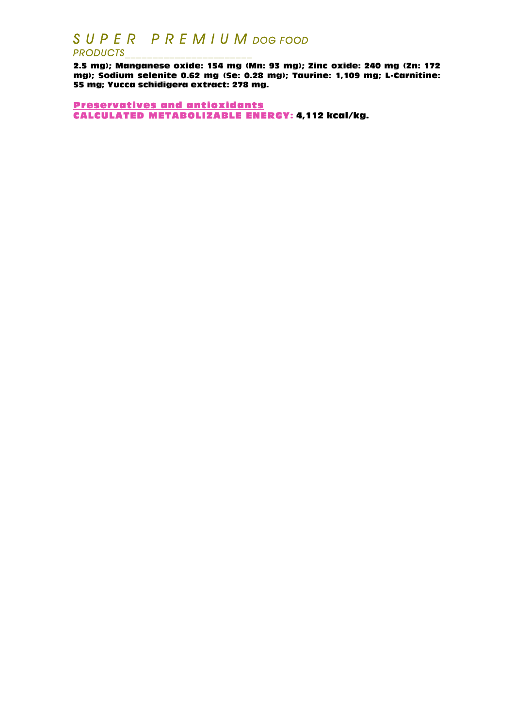2.5 mg); Manganese oxide: 154 mg (Mn: 93 mg); Zinc oxide: 240 mg (Zn: 172 mg); Sodium selenite 0.62 mg (Se: 0.28 mg); Taurine: 1,109 mg; L-Carnitine: 55 mg; Yucca schidigera extract: 278 mg.

**Preservatives and antioxidants**

**CALCULATED METABOLIZABLE ENERGY:** 4,112 kcal/kg.